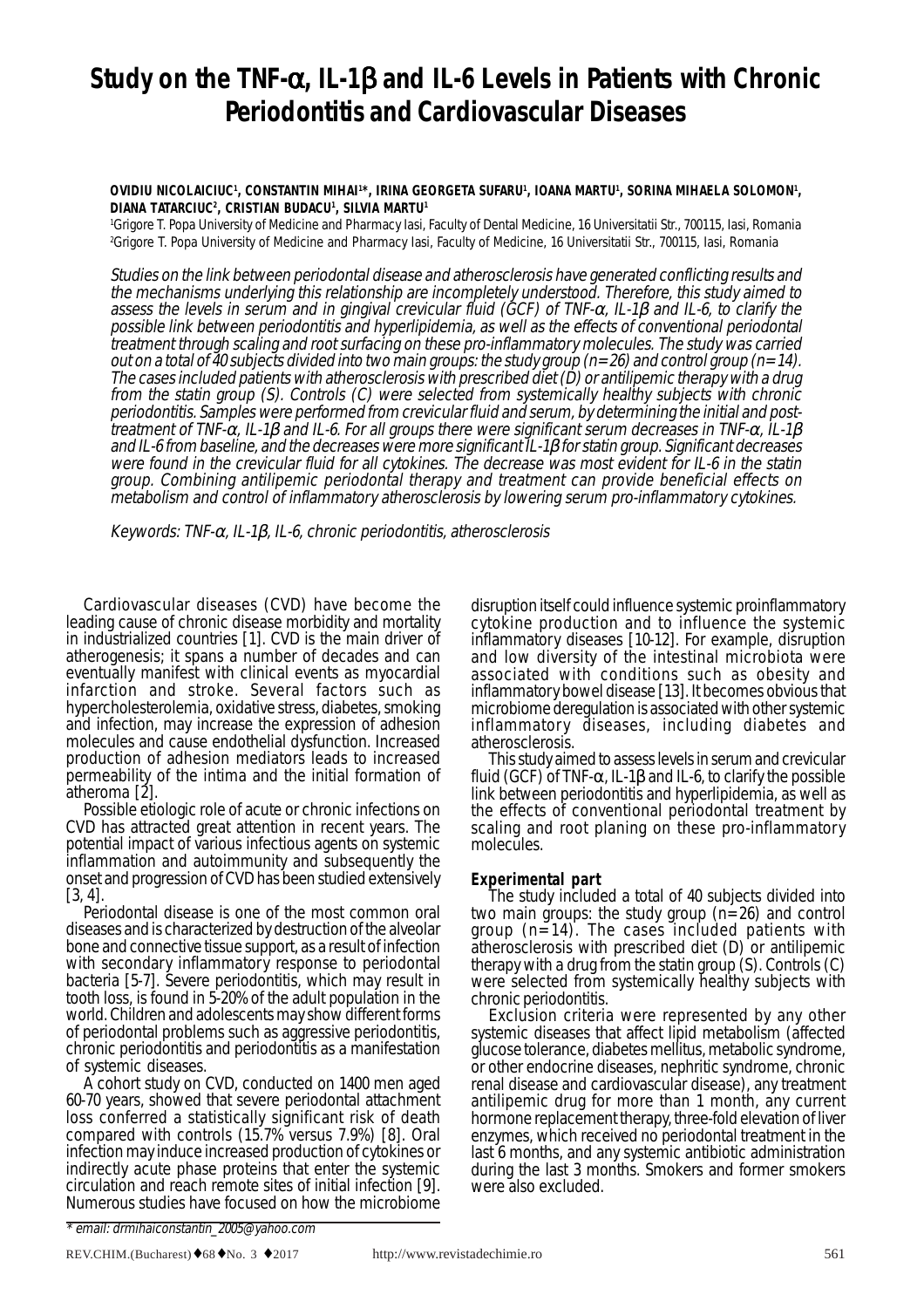# Study on the TNF-α, IL-1β and IL-6 Levels in Patients with Chronic Periodontitis and Cardiovascular Diseases

**OVIDIU NICOLAICIUC[1], CONSTANTIN MIHAI[1]*, IRINA GEORGETA SUFARU[1], IOANA MARTU[1], SORINA MIHAELA SOLOMON[1], DIANA TATARCIUC[2], CRISTIAN BUDACU[1], SILVIA MARTU[1]**

[1]Grigore T. Popa University of Medicine and Pharmacy Iasi, Faculty of Dental Medicine, 16 Universitatii Str., 700115, Iasi, Romania
[2]Grigore T. Popa University of Medicine and Pharmacy Iasi, Faculty of Medicine, 16 Universitatii Str., 700115, Iasi, Romania

*Studies on the link between periodontal disease and atherosclerosis have generated conflicting results and the mechanisms underlying this relationship are incompletely understood. Therefore, this study aimed to assess the levels in serum and in gingival crevicular fluid (GCF) of TNF-α, IL-1β and IL-6, to clarify the possible link between periodontitis and hyperlipidemia, as well as the effects of conventional periodontal treatment through scaling and root surfacing on these pro-inflammatory molecules. The study was carried out on a total of 40 subjects divided into two main groups: the study group (n=26) and control group (n=14). The cases included patients with atherosclerosis with prescribed diet (D) or antilipemic therapy with a drug from the statin group (S). Controls (C) were selected from systemically healthy subjects with chronic periodontitis. Samples were performed from crevicular fluid and serum, by determining the initial and post-treatment of TNF-α, IL-1β and IL-6. For all groups there were significant serum decreases in TNF-α, IL-1β and IL-6 from baseline, and the decreases were more significant IL-1β for statin group. Significant decreases were found in the crevicular fluid for all cytokines. The decrease was most evident for IL-6 in the statin group. Combining antilipemic periodontal therapy and treatment can provide beneficial effects on metabolism and control of inflammatory atherosclerosis by lowering serum pro-inflammatory cytokines.*

*Keywords: TNF-α, IL-1β, IL-6, chronic periodontitis, atherosclerosis*

Cardiovascular diseases (CVD) have become the leading cause of chronic disease morbidity and mortality in industrialized countries [1]. CVD is the main driver of atherogenesis; it spans a number of decades and can eventually manifest with clinical events as myocardial infarction and stroke. Several factors such as hypercholesterolemia, oxidative stress, diabetes, smoking and infection, may increase the expression of adhesion molecules and cause endothelial dysfunction. Increased production of adhesion mediators leads to increased permeability of the intima and the initial formation of atheroma [2].

Possible etiologic role of acute or chronic infections on CVD has attracted great attention in recent years. The potential impact of various infectious agents on systemic inflammation and autoimmunity and subsequently the onset and progression of CVD has been studied extensively [3, 4].

Periodontal disease is one of the most common oral diseases and is characterized by destruction of the alveolar bone and connective tissue support, as a result of infection with secondary inflammatory response to periodontal bacteria [5-7]. Severe periodontitis, which may result in tooth loss, is found in 5-20% of the adult population in the world. Children and adolescents may show different forms of periodontal problems such as aggressive periodontitis, chronic periodontitis and periodontitis as a manifestation of systemic diseases.

A cohort study on CVD, conducted on 1400 men aged 60-70 years, showed that severe periodontal attachment loss conferred a statistically significant risk of death compared with controls (15.7% versus 7.9%) [8]. Oral infection may induce increased production of cytokines or indirectly acute phase proteins that enter the systemic circulation and reach remote sites of initial infection [9]. Numerous studies have focused on how the microbiome disruption itself could influence systemic proinflammatory cytokine production and to influence the systemic inflammatory diseases [10-12]. For example, disruption and low diversity of the intestinal microbiota were associated with conditions such as obesity and inflammatory bowel disease [13]. It becomes obvious that microbiome deregulation is associated with other systemic inflammatory diseases, including diabetes and atherosclerosis.

This study aimed to assess levels in serum and crevicular fluid (GCF) of TNF-α, IL-1β and IL-6, to clarify the possible link between periodontitis and hyperlipidemia, as well as the effects of conventional periodontal treatment by scaling and root planing on these pro-inflammatory molecules.

## Experimental part

The study included a total of 40 subjects divided into two main groups: the study group (n=26) and control group (n=14). The cases included patients with atherosclerosis with prescribed diet (D) or antilipemic therapy with a drug from the statin group (S). Controls (C) were selected from systemically healthy subjects with chronic periodontitis.

Exclusion criteria were represented by any other systemic diseases that affect lipid metabolism (affected glucose tolerance, diabetes mellitus, metabolic syndrome, or other endocrine diseases, nephritic syndrome, chronic renal disease and cardiovascular disease), any treatment current antilipemic drug for more than 1 month, any current hormone replacement therapy, three-fold elevation of liver enzymes, which received no periodontal treatment in the last 6 months, and any systemic antibiotic administration during the last 3 months. Smokers and former smokers were also excluded.

\* email: drmihaiconstantin_2005@yahoo.com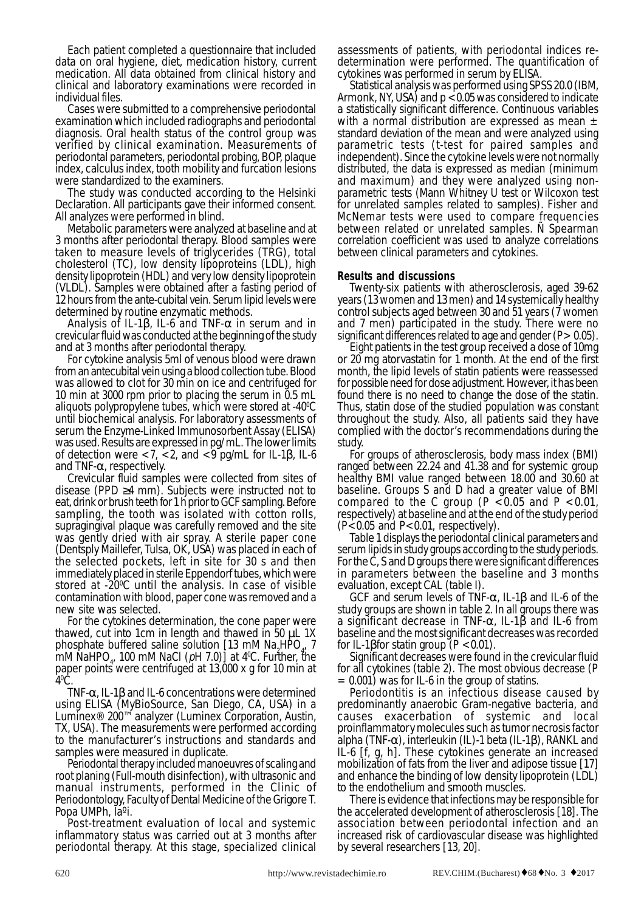Each patient completed a questionnaire that included data on oral hygiene, diet, medication history, current medication. All data obtained from clinical history and clinical and laboratory examinations were recorded in individual files.

Cases were submitted to a comprehensive periodontal examination which included radiographs and periodontal diagnosis. Oral health status of the control group was verified by clinical examination. Measurements of periodontal parameters, periodontal probing, BOP, plaque index, calculus index, tooth mobility and furcation lesions were standardized to the examiners.

The study was conducted according to the Helsinki Declaration. All participants gave their informed consent. All analyzes were performed in blind.

Metabolic parameters were analyzed at baseline and at 3 months after periodontal therapy. Blood samples were taken to measure levels of triglycerides (TRG), total cholesterol (TC), low density lipoproteins (LDL), high density lipoprotein (HDL) and very low density lipoprotein (VLDL). Samples were obtained after a fasting period of 12 hours from the ante-cubital vein. Serum lipid levels were determined by routine enzymatic methods.

Analysis of IL-1β, IL-6 and TNF-α in serum and in crevicular fluid was conducted at the beginning of the study and at 3 months after periodontal therapy.

For cytokine analysis 5ml of venous blood were drawn from an antecubital vein using a blood collection tube. Blood was allowed to clot for 30 min on ice and centrifuged for 10 min at 3000 rpm prior to placing the serum in 0.5 mL aliquots polypropylene tubes, which were stored at -40°C until biochemical analysis. For laboratory assessments of serum the Enzyme-Linked Immunosorbent Assay (ELISA) was used. Results are expressed in pg/mL. The lower limits of detection were < 7, < 2, and < 9 pg/mL for IL-1β, IL-6 and TNF-α, respectively.

Crevicular fluid samples were collected from sites of disease (PPD ≥4 mm). Subjects were instructed not to eat, drink or brush teeth for 1 h prior to GCF sampling. Before sampling, the tooth was isolated with cotton rolls, supragingival plaque was carefully removed and the site was gently dried with air spray. A sterile paper cone (Dentsply Maillefer, Tulsa, OK, USA) was placed in each of the selected pockets, left in site for 30 s and then immediately placed in sterile Eppendorf tubes, which were stored at -20°C until the analysis. In case of visible contamination with blood, paper cone was removed and a new site was selected.

For the cytokines determination, the cone paper were thawed, cut into 1cm in length and thawed in 50 μL 1X phosphate buffered saline solution [13 mM $Na_2HPO_4$, 7 mM $NaHPO_4$, 100 mM NaCl (*p*H 7.0)] at 4°C. Further, the paper points were centrifuged at 13,000 x g for 10 min at 4°C.

TNF-α, IL-1β and IL-6 concentrations were determined using ELISA (MyBioSource, San Diego, CA, USA) in a Luminex® 200™ analyzer (Luminex Corporation, Austin, TX, USA). The measurements were performed according to the manufacturer's instructions and standards and samples were measured in duplicate.

Periodontal therapy included manoeuvres of scaling and root planing (Full-mouth disinfection), with ultrasonic and manual instruments, performed in the Clinic of Periodontology, Faculty of Dental Medicine of the Grigore T. Popa UMPh, Iaşi.

Post-treatment evaluation of local and systemic inflammatory status was carried out at 3 months after periodontal therapy. At this stage, specialized clinical assessments of patients, with periodontal indices re-determination were performed. The quantification of cytokines was performed in serum by ELISA.

Statistical analysis was performed using SPSS 20.0 (IBM, Armonk, NY, USA) and $p < 0.05$ was considered to indicate a statistically significant difference. Continuous variables with a normal distribution are expressed as mean ± standard deviation of the mean and were analyzed using parametric tests (t-test for paired samples and independent). Since the cytokine levels were not normally distributed, the data is expressed as median (minimum and maximum) and they were analyzed using non-parametric tests (Mann Whitney U test or Wilcoxon test for unrelated samples related to samples). Fisher and McNemar tests were used to compare frequencies between related or unrelated samples. Ñ Spearman correlation coefficient was used to analyze correlations between clinical parameters and cytokines.

**Results and discussions**

Twenty-six patients with atherosclerosis, aged 39-62 years (13 women and 13 men) and 14 systemically healthy control subjects aged between 30 and 51 years (7 women and 7 men) participated in the study. There were no significant differences related to age and gender ($P > 0.05$).

Eight patients in the test group received a dose of 10mg or 20 mg atorvastatin for 1 month. At the end of the first month, the lipid levels of statin patients were reassessed for possible need for dose adjustment. However, it has been found there is no need to change the dose of the statin. Thus, statin dose of the studied population was constant throughout the study. Also, all patients said they have complied with the doctor's recommendations during the study.

For groups of atherosclerosis, body mass index (BMI) ranged between 22.24 and 41.38 and for systemic group healthy BMI value ranged between 18.00 and 30.60 at baseline. Groups S and D had a greater value of BMI compared to the C group ($P < 0.05$ and $P < 0.01$, respectively) at baseline and at the end of the study period ($P < 0.05$ and $P < 0.01$, respectively).

Table 1 displays the periodontal clinical parameters and serum lipids in study groups according to the study periods. For the C, S and D groups there were significant differences in parameters between the baseline and 3 months evaluation, except CAL (table l).

GCF and serum levels of TNF-α, IL-1β and IL-6 of the study groups are shown in table 2. In all groups there was a significant decrease in TNF-α, IL-1β and IL-6 from baseline and the most significant decreases was recorded for IL-1β for statin group ($P < 0.01$).

Significant decreases were found in the crevicular fluid for all cytokines (table 2). The most obvious decrease ($P = 0.001$) was for IL-6 in the group of statins.

Periodontitis is an infectious disease caused by predominantly anaerobic Gram-negative bacteria, and causes exacerbation of systemic and local proinflammatory molecules such as tumor necrosis factor alpha (TNF-α), interleukin (IL)-1 beta (IL-1β), RANKL and IL-6 [f, g, h]. These cytokines generate an increased mobilization of fats from the liver and adipose tissue [17] and enhance the binding of low density lipoprotein (LDL) to the endothelium and smooth muscles.

There is evidence that infections may be responsible for the accelerated development of atherosclerosis [18]. The association between periodontal infection and an increased risk of cardiovascular disease was highlighted by several researchers [13, 20].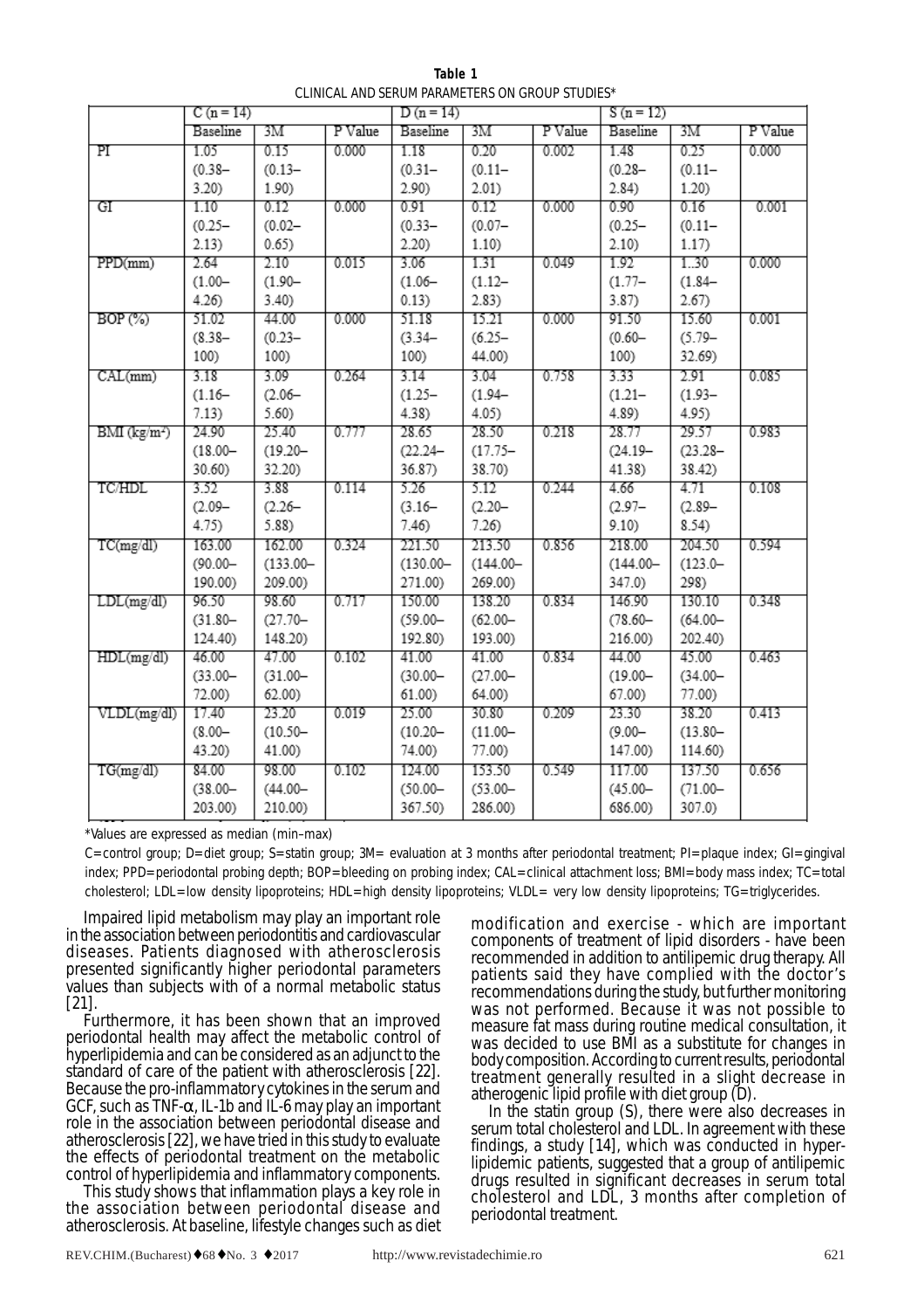**Table 1**
CLINICAL AND SERUM PARAMETERS ON GROUP STUDIES*

| | C (n = 14) | | | D (n = 14) | | | S (n = 12) | | |
|---|---|---|---|---|---|---|---|---|---|
| | Baseline | 3M | P Value | Baseline | 3M | P Value | Baseline | 3M | P Value |
| PI | 1.05 (0.38–3.20) | 0.15 (0.13–1.90) | 0.000 | 1.18 (0.31–2.90) | 0.20 (0.11–2.01) | 0.002 | 1.48 (0.28–2.84) | 0.25 (0.11–1.20) | 0.000 |
| GI | 1.10 (0.25–2.13) | 0.12 (0.02–0.65) | 0.000 | 0.91 (0.33–2.20) | 0.12 (0.07–1.10) | 0.000 | 0.90 (0.25–2.10) | 0.16 (0.11–1.17) | 0.001 |
| PPD(mm) | 2.64 (1.00–4.26) | 2.10 (1.90–3.40) | 0.015 | 3.06 (1.06–0.13) | 1.31 (1.12–2.83) | 0.049 | 1.92 (1.77–3.87) | 1..30 (1.84–2.67) | 0.000 |
| BOP (%) | 51.02 (8.38–100) | 44.00 (0.23–100) | 0.000 | 51.18 (3.34–100) | 15.21 (6.25–44.00) | 0.000 | 91.50 (0.60–100) | 15.60 (5.79–32.69) | 0.001 |
| CAL(mm) | 3.18 (1.16–7.13) | 3.09 (2.06–5.60) | 0.264 | 3.14 (1.25–4.38) | 3.04 (1.94–4.05) | 0.758 | 3.33 (1.21–4.89) | 2.91 (1.93–4.95) | 0.085 |
| BMI ($kg/m^2$) | 24.90 (18.00–30.60) | 25.40 (19.20–32.20) | 0.777 | 28.65 (22.24–36.87) | 28.50 (17.75–38.70) | 0.218 | 28.77 (24.19–41.38) | 29.57 (23.28–38.42) | 0.983 |
| TC/HDL | 3.52 (2.09–4.75) | 3.88 (2.26–5.88) | 0.114 | 5.26 (3.16–7.46) | 5.12 (2.20–7.26) | 0.244 | 4.66 (2.97–9.10) | 4.71 (2.89–8.54) | 0.108 |
| TC(mg/dl) | 163.00 (90.00–190.00) | 162.00 (133.00–209.00) | 0.324 | 221.50 (130.00–271.00) | 213.50 (144.00–269.00) | 0.856 | 218.00 (144.00–347.0) | 204.50 (123.0–298) | 0.594 |
| LDL(mg/dl) | 96.50 (31.80–124.40) | 98.60 (27.70–148.20) | 0.717 | 150.00 (59.00–192.80) | 138.20 (62.00–193.00) | 0.834 | 146.90 (78.60–216.00) | 130.10 (64.00–202.40) | 0.348 |
| HDL(mg/dl) | 46.00 (33.00–72.00) | 47.00 (31.00–62.00) | 0.102 | 41.00 (30.00–61.00) | 41.00 (27.00–64.00) | 0.834 | 44.00 (19.00–67.00) | 45.00 (34.00–77.00) | 0.463 |
| VLDL(mg/dl) | 17.40 (8.00–43.20) | 23.20 (10.50–41.00) | 0.019 | 25.00 (10.20–74.00) | 30.80 (11.00–77.00) | 0.209 | 23.30 (9.00–147.00) | 38.20 (13.80–114.60) | 0.413 |
| TG(mg/dl) | 84.00 (38.00–203.00) | 98.00 (44.00–210.00) | 0.102 | 124.00 (50.00–367.50) | 153.50 (53.00–286.00) | 0.549 | 117.00 (45.00–686.00) | 137.50 (71.00–307.0) | 0.656 |

*Values are expressed as median (min–max)

C=control group; D=diet group; S=statin group; 3M= evaluation at 3 months after periodontal treatment; PI=plaque index; GI=gingival index; PPD=periodontal probing depth; BOP=bleeding on probing index; CAL=clinical attachment loss; BMI=body mass index; TC=total cholesterol; LDL=low density lipoproteins; HDL=high density lipoproteins; VLDL= very low density lipoproteins; TG=triglycerides.

Impaired lipid metabolism may play an important role in the association between periodontitis and cardiovascular diseases. Patients diagnosed with atherosclerosis presented significantly higher periodontal parameters values than subjects with of a normal metabolic status [21].

Furthermore, it has been shown that an improved periodontal health may affect the metabolic control of hyperlipidemia and can be considered as an adjunct to the standard of care of the patient with atherosclerosis [22]. Because the pro-inflammatory cytokines in the serum and GCF, such as TNF-α, IL-1b and IL-6 may play an important role in the association between periodontal disease and atherosclerosis [22], we have tried in this study to evaluate the effects of periodontal treatment on the metabolic control of hyperlipidemia and inflammatory components.

This study shows that inflammation plays a key role in the association between periodontal disease and atherosclerosis. At baseline, lifestyle changes such as diet modification and exercise - which are important components of treatment of lipid disorders - have been recommended in addition to antilipemic drug therapy. All patients said they have complied with the doctor's recommendations during the study, but further monitoring was not performed. Because it was not possible to measure fat mass during routine medical consultation, it was decided to use BMI as a substitute for changes in body composition. According to current results, periodontal treatment generally resulted in a slight decrease in atherogenic lipid profile with diet group (D).

In the statin group (S), there were also decreases in serum total cholesterol and LDL. In agreement with these findings, a study [14], which was conducted in hyperlipidemic patients, suggested that a group of antilipemic drugs resulted in significant decreases in serum total cholesterol and LDL, 3 months after completion of periodontal treatment.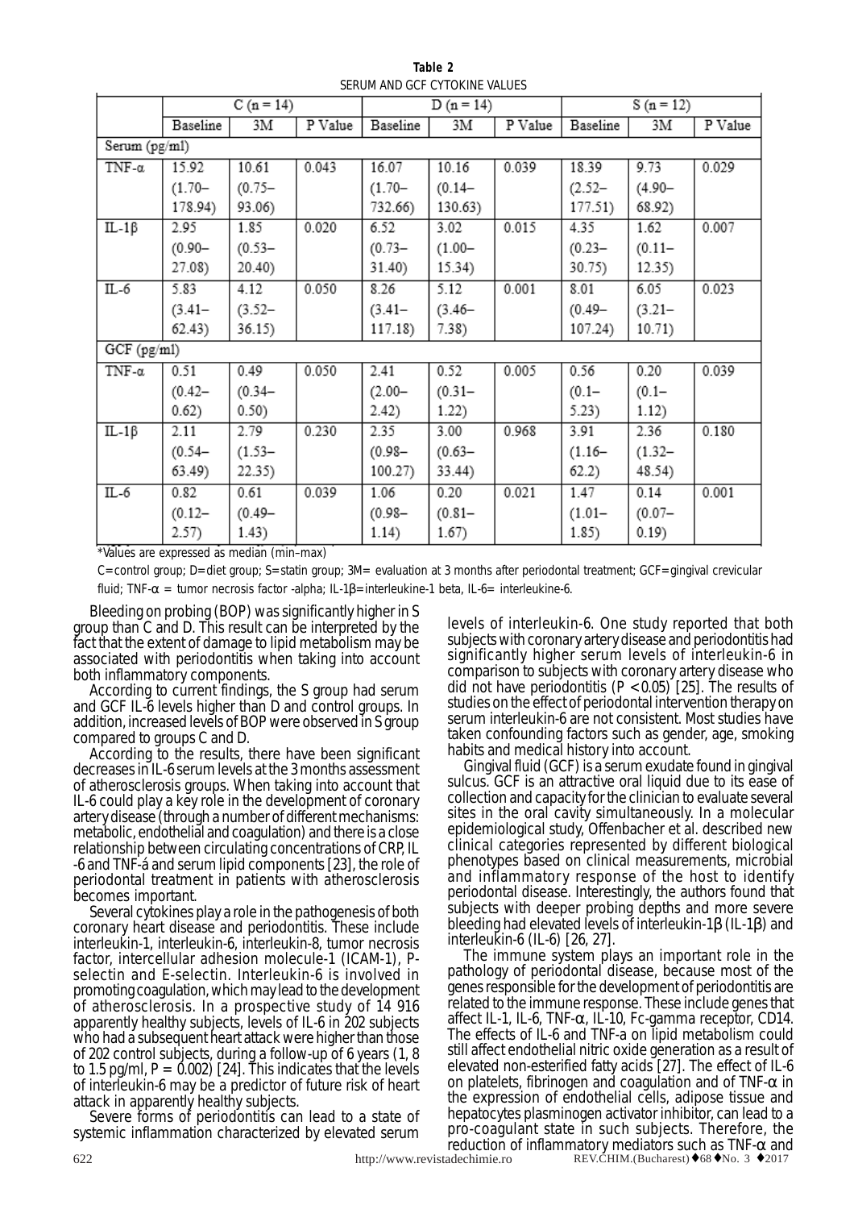**Table 2**
SERUM AND GCF CYTOKINE VALUES

| | C (n = 14) | | | D (n = 14) | | | S (n = 12) | | |
|---|---|---|---|---|---|---|---|---|---|
| | Baseline | 3M | P Value | Baseline | 3M | P Value | Baseline | 3M | P Value |
| Serum (pg/ml) | | | | | | | | | |
| TNF-α | 15.92 (1.70–178.94) | 10.61 (0.75–93.06) | 0.043 | 16.07 (1.70–732.66) | 10.16 (0.14–130.63) | 0.039 | 18.39 (2.52–177.51) | 9.73 (4.90–68.92) | 0.029 |
| IL-1β | 2.95 (0.90–27.08) | 1.85 (0.53–20.40) | 0.020 | 6.52 (0.73–31.40) | 3.02 (1.00–15.34) | 0.015 | 4.35 (0.23–30.75) | 1.62 (0.11–12.35) | 0.007 |
| IL-6 | 5.83 (3.41–62.43) | 4.12 (3.52–36.15) | 0.050 | 8.26 (3.41–117.18) | 5.12 (3.46–7.38) | 0.001 | 8.01 (0.49–107.24) | 6.05 (3.21–10.71) | 0.023 |
| GCF (pg/ml) | | | | | | | | | |
| TNF-α | 0.51 (0.42–0.62) | 0.49 (0.34–0.50) | 0.050 | 2.41 (2.00–2.42) | 0.52 (0.31–1.22) | 0.005 | 0.56 (0.1–5.23) | 0.20 (0.1–1.12) | 0.039 |
| IL-1β | 2.11 (0.54–63.49) | 2.79 (1.53–22.35) | 0.230 | 2.35 (0.98–100.27) | 3.00 (0.63–33.44) | 0.968 | 3.91 (1.16–62.2) | 2.36 (1.32–48.54) | 0.180 |
| IL-6 | 0.82 (0.12–2.57) | 0.61 (0.49–1.43) | 0.039 | 1.06 (0.98–1.14) | 0.20 (0.81–1.67) | 0.021 | 1.47 (1.01–1.85) | 0.14 (0.07–0.19) | 0.001 |

*Values are expressed as median (min–max)

C= control group; D= diet group; S= statin group; 3M= evaluation at 3 months after periodontal treatment; GCF= gingival crevicular fluid; TNF-α = tumor necrosis factor -alpha; IL-1β= interleukine-1 beta, IL-6= interleukine-6.

Bleeding on probing (BOP) was significantly higher in S group than C and D. This result can be interpreted by the fact that the extent of damage to lipid metabolism may be associated with periodontitis when taking into account both inflammatory components.

According to current findings, the S group had serum and GCF IL-6 levels higher than D and control groups. In addition, increased levels of BOP were observed in S group compared to groups C and D.

According to the results, there have been significant decreases in IL-6 serum levels at the 3 months assessment of atherosclerosis groups. When taking into account that IL-6 could play a key role in the development of coronary artery disease (through a number of different mechanisms: metabolic, endothelial and coagulation) and there is a close relationship between circulating concentrations of CRP, IL-6 and TNF-á and serum lipid components [23], the role of periodontal treatment in patients with atherosclerosis becomes important.

Several cytokines play a role in the pathogenesis of both coronary heart disease and periodontitis. These include interleukin-1, interleukin-6, interleukin-8, tumor necrosis factor, intercellular adhesion molecule-1 (ICAM-1), P-selectin and E-selectin. Interleukin-6 is involved in promoting coagulation, which may lead to the development of atherosclerosis. In a prospective study of 14 916 apparently healthy subjects, levels of IL-6 in 202 subjects who had a subsequent heart attack were higher than those of 202 control subjects, during a follow-up of 6 years (1, 8 to 1.5 pg/ml, $P = 0.002$) [24]. This indicates that the levels of interleukin-6 may be a predictor of future risk of heart attack in apparently healthy subjects.

Severe forms of periodontitis can lead to a state of systemic inflammation characterized by elevated serum levels of interleukin-6. One study reported that both subjects with coronary artery disease and periodontitis had significantly higher serum levels of interleukin-6 in comparison to subjects with coronary artery disease who did not have periodontitis ($P < 0.05$) [25]. The results of studies on the effect of periodontal intervention therapy on serum interleukin-6 are not consistent. Most studies have taken confounding factors such as gender, age, smoking habits and medical history into account.

Gingival fluid (GCF) is a serum exudate found in gingival sulcus. GCF is an attractive oral liquid due to its ease of collection and capacity for the clinician to evaluate several sites in the oral cavity simultaneously. In a molecular epidemiological study, Offenbacher et al. described new clinical categories represented by different biological phenotypes based on clinical measurements, microbial and inflammatory response of the host to identify periodontal disease. Interestingly, the authors found that subjects with deeper probing depths and more severe bleeding had elevated levels of interleukin-1β (IL-1β) and interleukin-6 (IL-6) [26, 27].

The immune system plays an important role in the pathology of periodontal disease, because most of the genes responsible for the development of periodontitis are related to the immune response. These include genes that affect IL-1, IL-6, TNF-α, IL-10, Fc-gamma receptor, CD14. The effects of IL-6 and TNF-a on lipid metabolism could still affect endothelial nitric oxide generation as a result of elevated non-esterified fatty acids [27]. The effect of IL-6 on platelets, fibrinogen and coagulation and of TNF-α in the expression of endothelial cells, adipose tissue and hepatocytes plasminogen activator inhibitor, can lead to a pro-coagulant state in such subjects. Therefore, the reduction of inflammatory mediators such as TNF-α and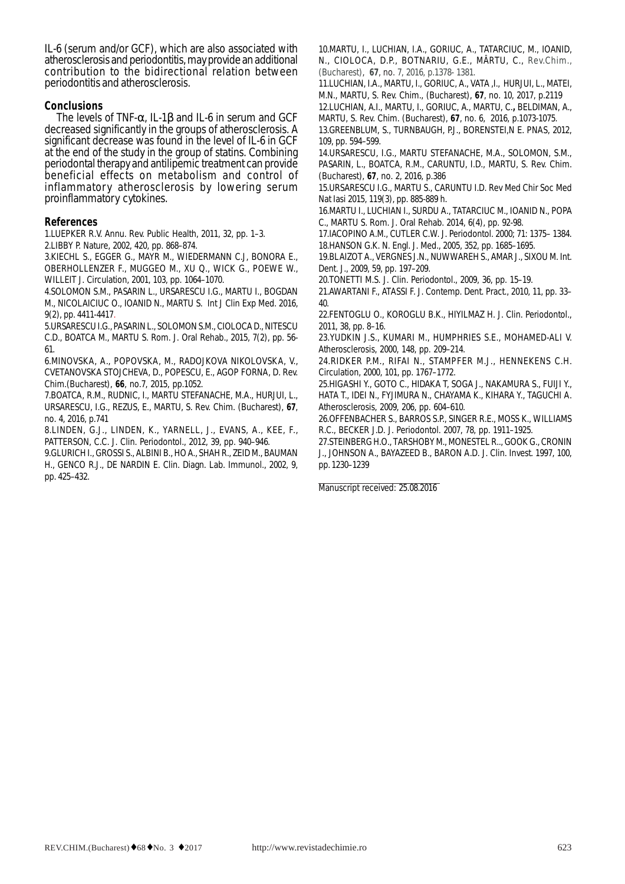IL-6 (serum and/or GCF), which are also associated with atherosclerosis and periodontitis, may provide an additional contribution to the bidirectional relation between periodontitis and atherosclerosis.

## Conclusions

The levels of TNF-α, IL-1β and IL-6 in serum and GCF decreased significantly in the groups of atherosclerosis. A significant decrease was found in the level of IL-6 in GCF at the end of the study in the group of statins. Combining periodontal therapy and antilipemic treatment can provide beneficial effects on metabolism and control of inflammatory atherosclerosis by lowering serum proinflammatory cytokines.

## References

1.LUEPKER R.V. Annu. Rev. Public Health, 2011, 32, pp. 1–3.

2.LIBBY P. Nature, 2002, 420, pp. 868–874.

3.KIECHL S., EGGER G., MAYR M., WIEDERMANN C.J, BONORA E., OBERHOLLENZER F., MUGGEO M., XU Q., WICK G., POEWE W., WILLEIT J. Circulation, 2001, 103, pp. 1064–1070.

4.SOLOMON S.M., PASARIN L., URSARESCU I.G., MARTU I., BOGDAN M., NICOLAICIUC O., IOANID N., MARTU S. Int J Clin Exp Med. 2016, 9(2), pp. 4411-4417.

5.URSARESCU I.G., PASARIN L., SOLOMON S.M., CIOLOCA D., NITESCU C.D., BOATCA M., MARTU S. Rom. J. Oral Rehab., 2015, 7(2), pp. 56-61.

6.MINOVSKA, A., POPOVSKA, M., RADOJKOVA NIKOLOVSKA, V., CVETANOVSKA STOJCHEVA, D., POPESCU, E., AGOP FORNA, D. Rev. Chim.(Bucharest), **66**, no.7, 2015, pp.1052.

7.BOATCA, R.M., RUDNIC, I., MARTU STEFANACHE, M.A., HURJUI, L., URSARESCU, I.G., REZUS, E., MARTU, S. Rev. Chim. (Bucharest), **67**, no. 4, 2016, p.741

8.LINDEN, G.J., LINDEN, K., YARNELL, J., EVANS, A., KEE, F., PATTERSON, C.C. J. Clin. Periodontol., 2012, 39, pp. 940–946.

9.GLURICH I., GROSSI S., ALBINI B., HO A., SHAH R., ZEID M., BAUMAN H., GENCO R.J., DE NARDIN E. Clin. Diagn. Lab. Immunol., 2002, 9, pp. 425–432.

10.MARTU, I., LUCHIAN, I.A., GORIUC, A., TATARCIUC, M., IOANID, N., CIOLOCA, D.P., BOTNARIU, G.E., MÂRTU, C., Rev.Chim., (Bucharest), **67**, no. 7, 2016, p.1378- 1381.

11.LUCHIAN, I.A., MARTU, I., GORIUC, A., VATA ,I., HURJUI, L., MATEI, M.N., MARTU, S. Rev. Chim., (Bucharest), **67**, no. 10, 2017, p.2119

12.LUCHIAN, A.I., MARTU, I., GORIUC, A., MARTU, C.**,** BELDIMAN, A., MARTU, S. Rev. Chim. (Bucharest), **67**, no. 6, 2016, p.1073-1075.

13.GREENBLUM, S., TURNBAUGH, P.J., BORENSTEI,N E. PNAS, 2012, 109, pp. 594–599.

14.URSARESCU, I.G., MARTU STEFANACHE, M.A., SOLOMON, S.M., PASARIN, L., BOATCA, R.M., CARUNTU, I.D., MARTU, S. Rev. Chim. (Bucharest), **67**, no. 2, 2016, p.386

15.URSARESCU I.G., MARTU S., CARUNTU I.D. Rev Med Chir Soc Med Nat Iasi 2015, 119(3), pp. 885-889 h.

16.MARTU I., LUCHIAN I., SURDU A., TATARCIUC M., IOANID N., POPA C., MARTU S. Rom. J. Oral Rehab. 2014, 6(4), pp. 92-98.

17.IACOPINO A.M., CUTLER C.W. J. Periodontol. 2000; 71: 1375– 1384.

18.HANSON G.K. N. Engl. J. Med., 2005, 352, pp. 1685–1695.

19.BLAIZOT A., VERGNES J.N., NUWWAREH S., AMAR J., SIXOU M. Int. Dent. J., 2009, 59, pp. 197–209.

20.TONETTI M.S. J. Clin. Periodontol., 2009, 36, pp. 15–19.

21.AWARTANI F., ATASSI F. J. Contemp. Dent. Pract., 2010, 11, pp. 33–40.

22.FENTOGLU O., KOROGLU B.K., HIYILMAZ H. J. Clin. Periodontol., 2011, 38, pp. 8–16.

23.YUDKIN J.S., KUMARI M., HUMPHRIES S.E., MOHAMED-ALI V. Atherosclerosis, 2000, 148, pp. 209–214.

24.RIDKER P.M., RIFAI N., STAMPFER M.J., HENNEKENS C.H. Circulation, 2000, 101, pp. 1767–1772.

25.HIGASHI Y., GOTO C., HIDAKA T, SOGA J., NAKAMURA S., FUJII Y., HATA T., IDEI N., FYJIMURA N., CHAYAMA K., KIHARA Y., TAGUCHI A. Atherosclerosis, 2009, 206, pp. 604–610.

26.OFFENBACHER S., BARROS S.P., SINGER R.E., MOSS K., WILLIAMS R.C., BECKER J.D. J. Periodontol. 2007, 78, pp. 1911–1925.

27.STEINBERG H.O., TARSHOBY M., MONESTEL R.., GOOK G., CRONIN J., JOHNSON A., BAYAZEED B., BARON A.D. J. Clin. Invest. 1997, 100, pp. 1230–1239

Manuscript received: 25.08.2016